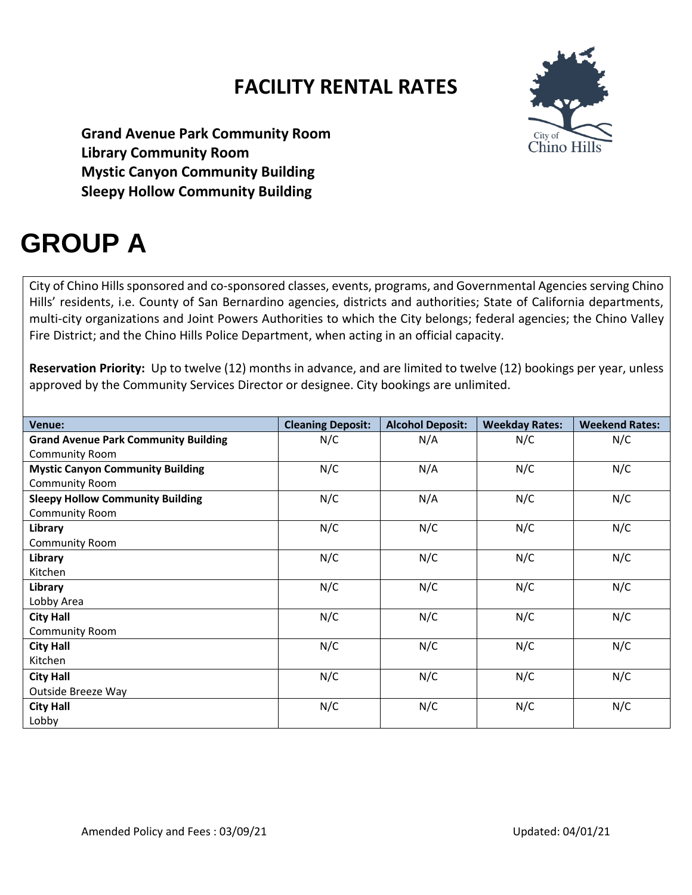# FACILITY RENTAL RATES

**Grand Avenue Park Community Room**
**Library Community Room**
**Mystic Canyon Community Building**
**Sleepy Hollow Community Building**

City of Chino Hills

# GROUP A

City of Chino Hills sponsored and co-sponsored classes, events, programs, and Governmental Agencies serving Chino Hills' residents, i.e. County of San Bernardino agencies, districts and authorities; State of California departments, multi-city organizations and Joint Powers Authorities to which the City belongs; federal agencies; the Chino Valley Fire District; and the Chino Hills Police Department, when acting in an official capacity.

**Reservation Priority:** Up to twelve (12) months in advance, and are limited to twelve (12) bookings per year, unless approved by the Community Services Director or designee. City bookings are unlimited.

| Venue: | Cleaning Deposit: | Alcohol Deposit: | Weekday Rates: | Weekend Rates: |
|---|---|---|---|---|
| **Grand Avenue Park Community Building** Community Room | N/C | N/A | N/C | N/C |
| **Mystic Canyon Community Building** Community Room | N/C | N/A | N/C | N/C |
| **Sleepy Hollow Community Building** Community Room | N/C | N/A | N/C | N/C |
| **Library** Community Room | N/C | N/C | N/C | N/C |
| **Library** Kitchen | N/C | N/C | N/C | N/C |
| **Library** Lobby Area | N/C | N/C | N/C | N/C |
| **City Hall** Community Room | N/C | N/C | N/C | N/C |
| **City Hall** Kitchen | N/C | N/C | N/C | N/C |
| **City Hall** Outside Breeze Way | N/C | N/C | N/C | N/C |
| **City Hall** Lobby | N/C | N/C | N/C | N/C |

Amended Policy and Fees : 03/09/21

Updated: 04/01/21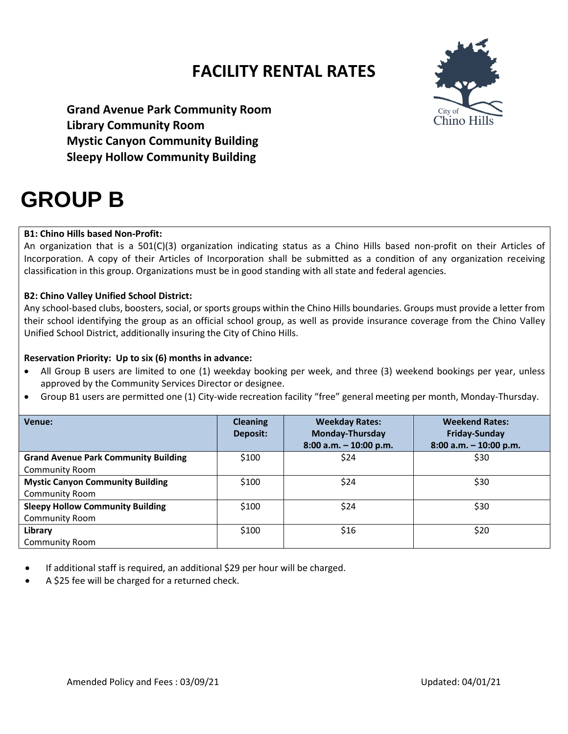# FACILITY RENTAL RATES

**Grand Avenue Park Community Room**
**Library Community Room**
**Mystic Canyon Community Building**
**Sleepy Hollow Community Building**

# GROUP B

**B1: Chino Hills based Non-Profit:**
An organization that is a 501(C)(3) organization indicating status as a Chino Hills based non-profit on their Articles of Incorporation. A copy of their Articles of Incorporation shall be submitted as a condition of any organization receiving classification in this group. Organizations must be in good standing with all state and federal agencies.

**B2: Chino Valley Unified School District:**
Any school-based clubs, boosters, social, or sports groups within the Chino Hills boundaries. Groups must provide a letter from their school identifying the group as an official school group, as well as provide insurance coverage from the Chino Valley Unified School District, additionally insuring the City of Chino Hills.

**Reservation Priority: Up to six (6) months in advance:**

- All Group B users are limited to one (1) weekday booking per week, and three (3) weekend bookings per year, unless approved by the Community Services Director or designee.
- Group B1 users are permitted one (1) City-wide recreation facility "free" general meeting per month, Monday-Thursday.

| Venue: | Cleaning Deposit: | Weekday Rates: Monday-Thursday 8:00 a.m. – 10:00 p.m. | Weekend Rates: Friday-Sunday 8:00 a.m. – 10:00 p.m. |
|---|---|---|---|
| **Grand Avenue Park Community Building** Community Room | $100 | $24 | $30 |
| **Mystic Canyon Community Building** Community Room | $100 | $24 | $30 |
| **Sleepy Hollow Community Building** Community Room | $100 | $24 | $30 |
| **Library** Community Room | $100 | $16 | $20 |

- If additional staff is required, an additional $29 per hour will be charged.
- A $25 fee will be charged for a returned check.

Amended Policy and Fees : 03/09/21

Updated: 04/01/21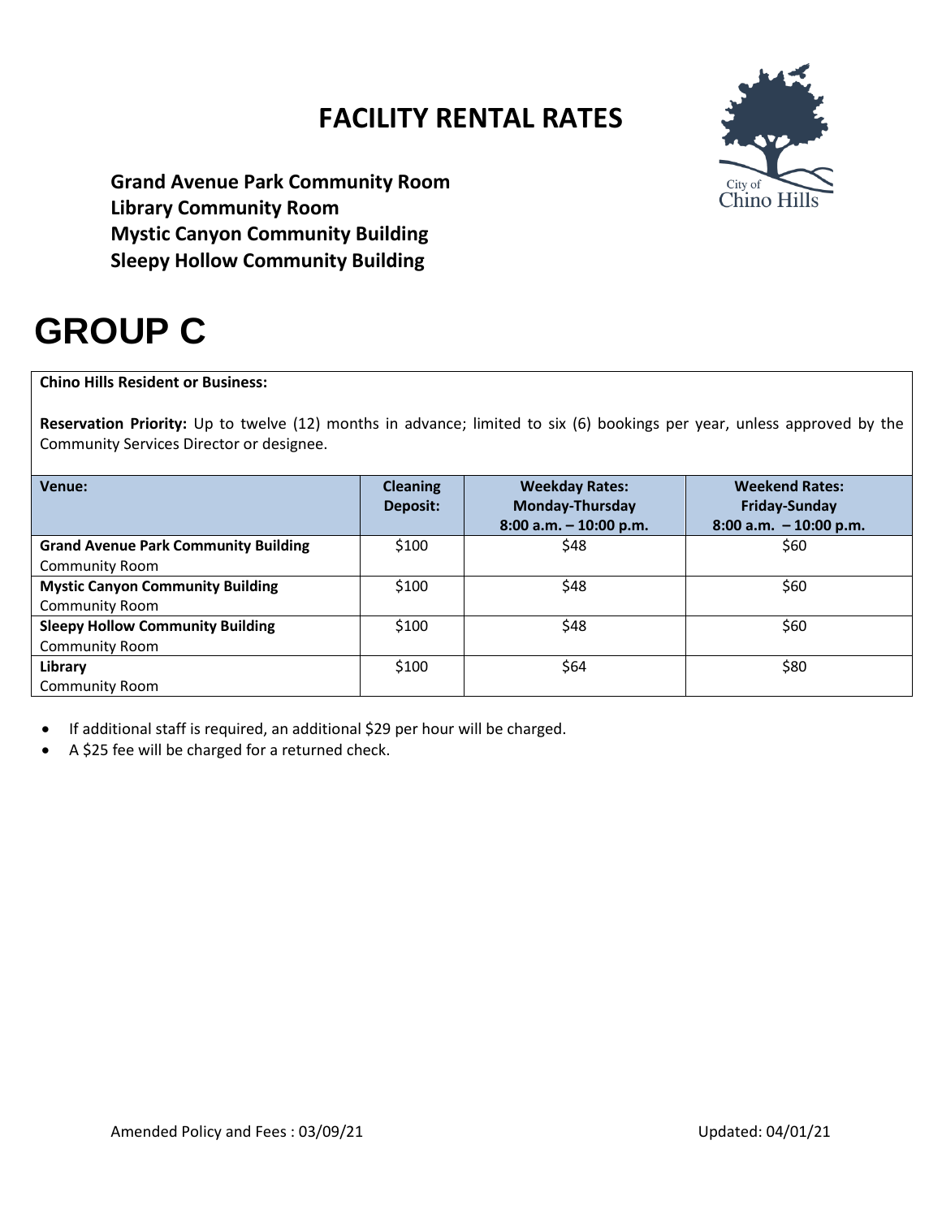# FACILITY RENTAL RATES

**Grand Avenue Park Community Room**
**Library Community Room**
**Mystic Canyon Community Building**
**Sleepy Hollow Community Building**

# GROUP C

**Chino Hills Resident or Business:**

**Reservation Priority:** Up to twelve (12) months in advance; limited to six (6) bookings per year, unless approved by the Community Services Director or designee.

| Venue: | Cleaning Deposit: | Weekday Rates: Monday-Thursday 8:00 a.m. – 10:00 p.m. | Weekend Rates: Friday-Sunday 8:00 a.m. – 10:00 p.m. |
|---|---|---|---|
| **Grand Avenue Park Community Building** Community Room | $100 | $48 | $60 |
| **Mystic Canyon Community Building** Community Room | $100 | $48 | $60 |
| **Sleepy Hollow Community Building** Community Room | $100 | $48 | $60 |
| **Library** Community Room | $100 | $64 | $80 |

- If additional staff is required, an additional $29 per hour will be charged.
- A $25 fee will be charged for a returned check.

Amended Policy and Fees : 03/09/21 Updated: 04/01/21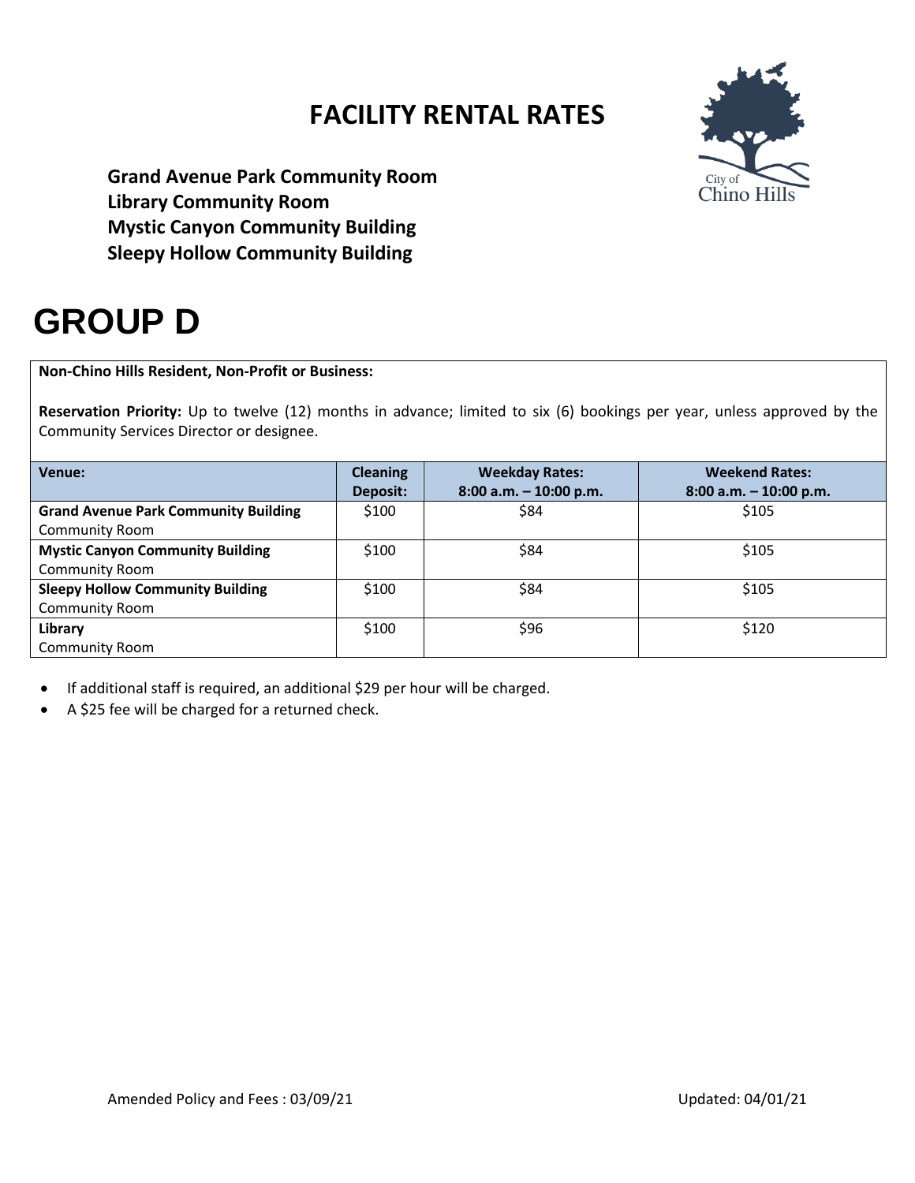# FACILITY RENTAL RATES

**Grand Avenue Park Community Room**
**Library Community Room**
**Mystic Canyon Community Building**
**Sleepy Hollow Community Building**

City of Chino Hills

# GROUP D

**Non-Chino Hills Resident, Non-Profit or Business:**

**Reservation Priority:** Up to twelve (12) months in advance; limited to six (6) bookings per year, unless approved by the Community Services Director or designee.

| Venue: | Cleaning Deposit: | Weekday Rates: 8:00 a.m. – 10:00 p.m. | Weekend Rates: 8:00 a.m. – 10:00 p.m. |
|---|---|---|---|
| **Grand Avenue Park Community Building** Community Room | $100 | $84 | $105 |
| **Mystic Canyon Community Building** Community Room | $100 | $84 | $105 |
| **Sleepy Hollow Community Building** Community Room | $100 | $84 | $105 |
| **Library** Community Room | $100 | $96 | $120 |

- If additional staff is required, an additional $29 per hour will be charged.
- A $25 fee will be charged for a returned check.

Amended Policy and Fees : 03/09/21

Updated: 04/01/21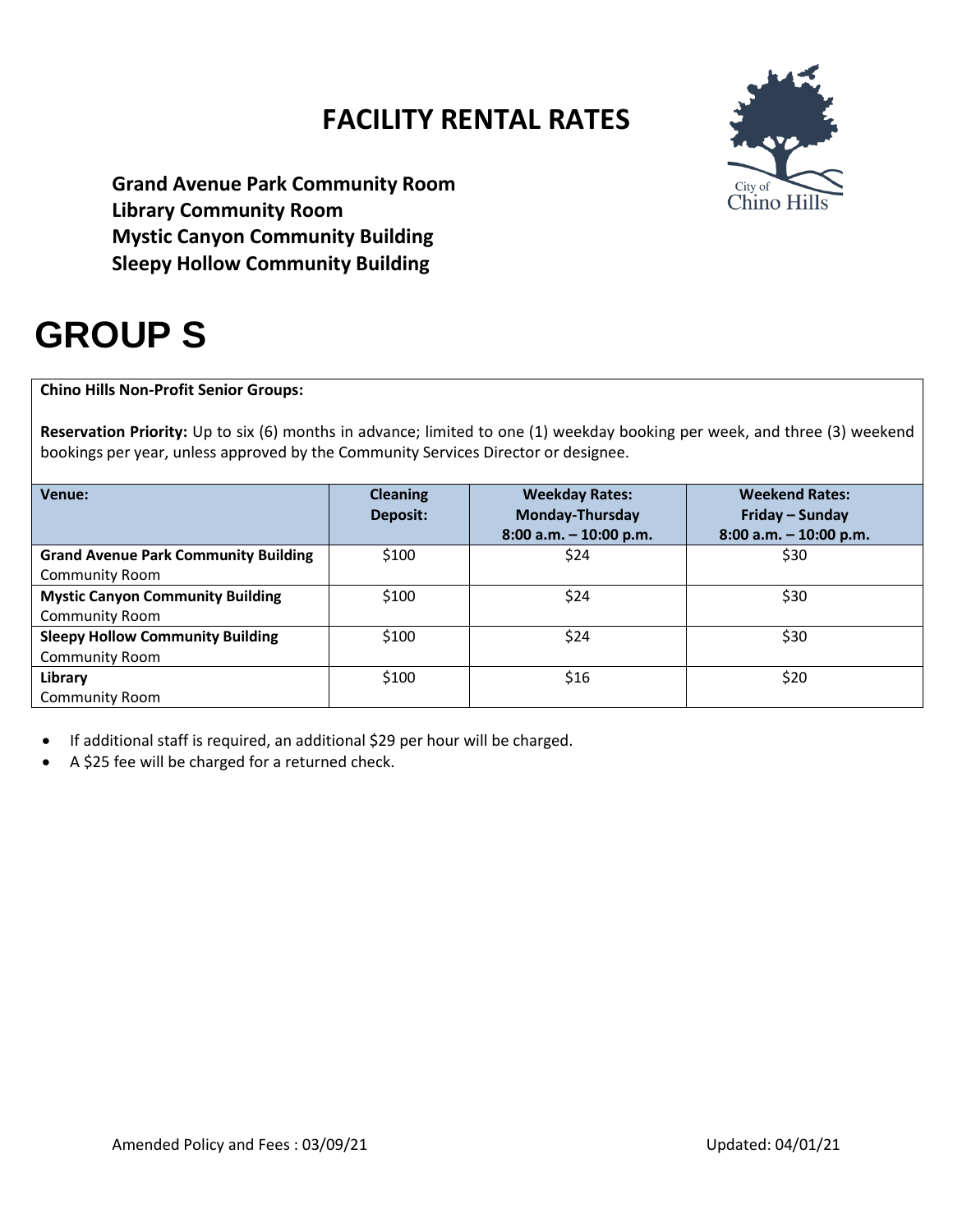# FACILITY RENTAL RATES

**Grand Avenue Park Community Room**
**Library Community Room**
**Mystic Canyon Community Building**
**Sleepy Hollow Community Building**

City of Chino Hills

# GROUP S

**Chino Hills Non-Profit Senior Groups:**

**Reservation Priority:** Up to six (6) months in advance; limited to one (1) weekday booking per week, and three (3) weekend bookings per year, unless approved by the Community Services Director or designee.

| Venue: | Cleaning Deposit: | Weekday Rates: Monday-Thursday 8:00 a.m. – 10:00 p.m. | Weekend Rates: Friday – Sunday 8:00 a.m. – 10:00 p.m. |
|---|---|---|---|
| **Grand Avenue Park Community Building** Community Room | $100 | $24 | $30 |
| **Mystic Canyon Community Building** Community Room | $100 | $24 | $30 |
| **Sleepy Hollow Community Building** Community Room | $100 | $24 | $30 |
| **Library** Community Room | $100 | $16 | $20 |

- If additional staff is required, an additional $29 per hour will be charged.
- A $25 fee will be charged for a returned check.

Amended Policy and Fees : 03/09/21 Updated: 04/01/21